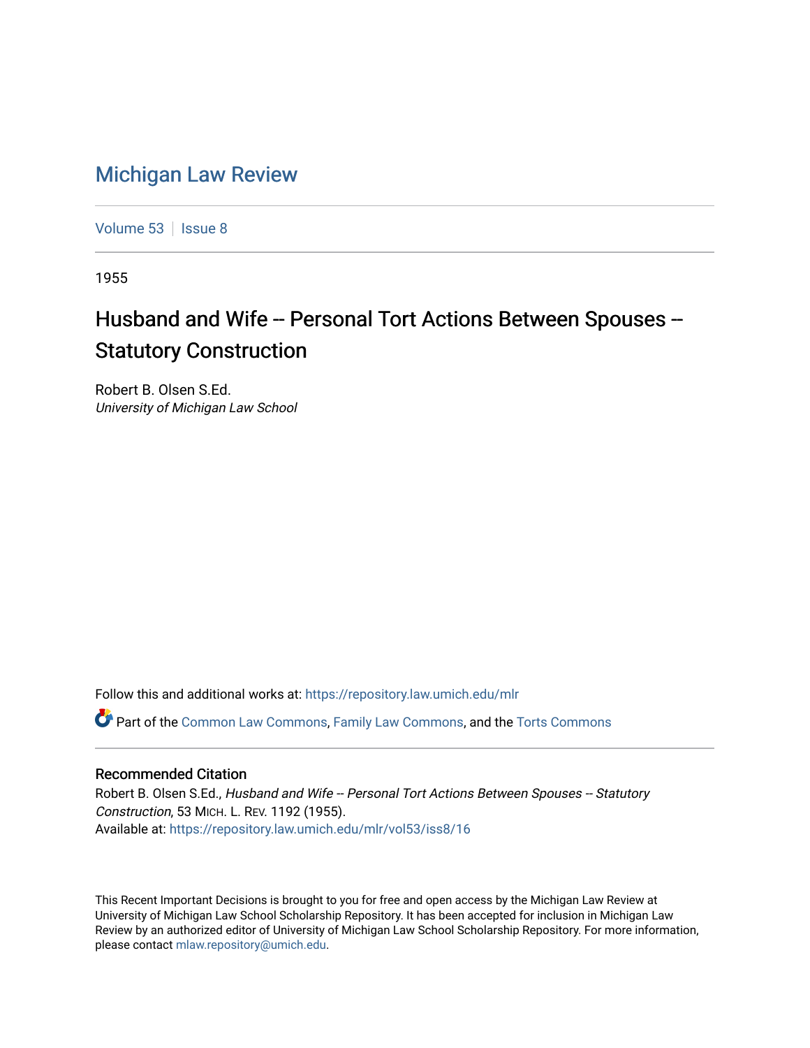# Michigan Law Review

Volume 53 | Issue 8

1955

## Husband and Wife -- Personal Tort Actions Between Spouses -- Statutory Construction

Robert B. Olsen S.Ed.
*University of Michigan Law School*

Follow this and additional works at: https://repository.law.umich.edu/mlr

Part of the Common Law Commons, Family Law Commons, and the Torts Commons

### Recommended Citation

Robert B. Olsen S.Ed., *Husband and Wife -- Personal Tort Actions Between Spouses -- Statutory Construction*, 53 MICH. L. REV. 1192 (1955).
Available at: https://repository.law.umich.edu/mlr/vol53/iss8/16

This Recent Important Decisions is brought to you for free and open access by the Michigan Law Review at University of Michigan Law School Scholarship Repository. It has been accepted for inclusion in Michigan Law Review by an authorized editor of University of Michigan Law School Scholarship Repository. For more information, please contact mlaw.repository@umich.edu.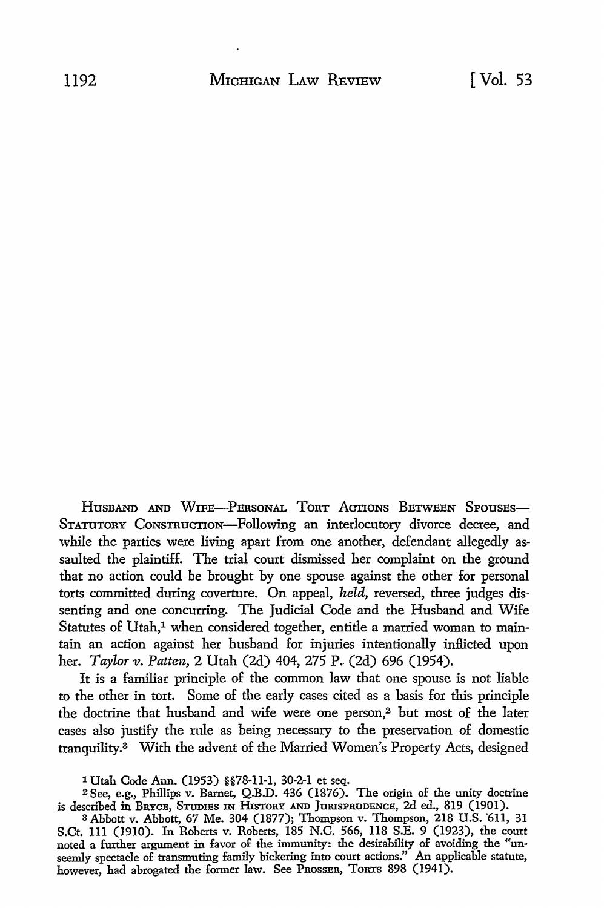HUSBAND AND WIFE—PERSONAL TORT ACTIONS BETWEEN SPOUSES—STATUTORY CONSTRUCTION—Following an interlocutory divorce decree, and while the parties were living apart from one another, defendant allegedly assaulted the plaintiff. The trial court dismissed her complaint on the ground that no action could be brought by one spouse against the other for personal torts committed during coverture. On appeal, *held*, reversed, three judges dissenting and one concurring. The Judicial Code and the Husband and Wife Statutes of Utah,[1] when considered together, entitle a married woman to maintain an action against her husband for injuries intentionally inflicted upon her. *Taylor v. Patten*, 2 Utah (2d) 404, 275 P. (2d) 696 (1954).

It is a familiar principle of the common law that one spouse is not liable to the other in tort. Some of the early cases cited as a basis for this principle the doctrine that husband and wife were one person,[2] but most of the later cases also justify the rule as being necessary to the preservation of domestic tranquility.[3] With the advent of the Married Women's Property Acts, designed

[1] Utah Code Ann. (1953) §§78-11-1, 30-2-1 et seq.

[2] See, e.g., Phillips v. Barnet, Q.B.D. 436 (1876). The origin of the unity doctrine is described in BRYCE, STUDIES IN HISTORY AND JURISPRUDENCE, 2d ed., 819 (1901).

[3] Abbott v. Abbott, 67 Me. 304 (1877); Thompson v. Thompson, 218 U.S. 611, 31 S.Ct. 111 (1910). In Roberts v. Roberts, 185 N.C. 566, 118 S.E. 9 (1923), the court noted a further argument in favor of the immunity: the desirability of avoiding the "unseemly spectacle of transmuting family bickering into court actions." An applicable statute, however, had abrogated the former law. See PROSSER, TORTS 898 (1941).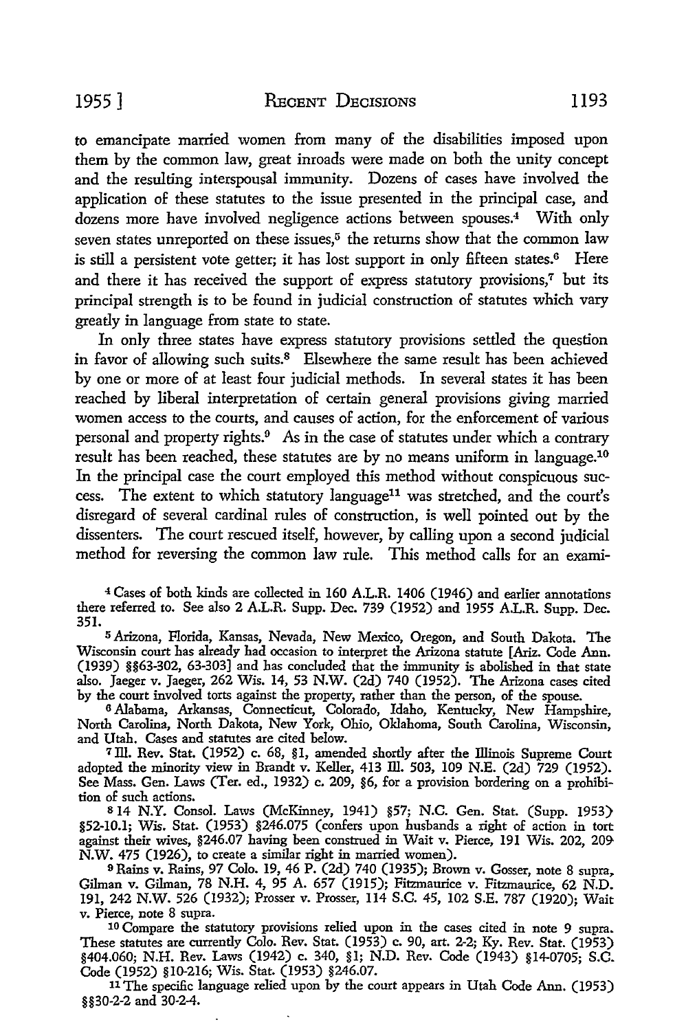to emancipate married women from many of the disabilities imposed upon them by the common law, great inroads were made on both the unity concept and the resulting interspousal immunity. Dozens of cases have involved the application of these statutes to the issue presented in the principal case, and dozens more have involved negligence actions between spouses.[4] With only seven states unreported on these issues,[5] the returns show that the common law is still a persistent vote getter; it has lost support in only fifteen states.[6] Here and there it has received the support of express statutory provisions,[7] but its principal strength is to be found in judicial construction of statutes which vary greatly in language from state to state.

In only three states have express statutory provisions settled the question in favor of allowing such suits.[8] Elsewhere the same result has been achieved by one or more of at least four judicial methods. In several states it has been reached by liberal interpretation of certain general provisions giving married women access to the courts, and causes of action, for the enforcement of various personal and property rights.[9] As in the case of statutes under which a contrary result has been reached, these statutes are by no means uniform in language.[10] In the principal case the court employed this method without conspicuous success. The extent to which statutory language[11] was stretched, and the court's disregard of several cardinal rules of construction, is well pointed out by the dissenters. The court rescued itself, however, by calling upon a second judicial method for reversing the common law rule. This method calls for an exami-

---

[4] Cases of both kinds are collected in 160 A.L.R. 1406 (1946) and earlier annotations there referred to. See also 2 A.L.R. Supp. Dec. 739 (1952) and 1955 A.L.R. Supp. Dec. 351.

[5] Arizona, Florida, Kansas, Nevada, New Mexico, Oregon, and South Dakota. The Wisconsin court has already had occasion to interpret the Arizona statute [Ariz. Code Ann. (1939) §§63-302, 63-303] and has concluded that the immunity is abolished in that state also. Jaeger v. Jaeger, 262 Wis. 14, 53 N.W. (2d) 740 (1952). The Arizona cases cited by the court involved torts against the property, rather than the person, of the spouse.

[6] Alabama, Arkansas, Connecticut, Colorado, Idaho, Kentucky, New Hampshire, North Carolina, North Dakota, New York, Ohio, Oklahoma, South Carolina, Wisconsin, and Utah. Cases and statutes are cited below.

[7] Ill. Rev. Stat. (1952) c. 68, §1, amended shortly after the Illinois Supreme Court adopted the minority view in Brandt v. Keller, 413 Ill. 503, 109 N.E. (2d) 729 (1952). See Mass. Gen. Laws (Ter. ed., 1932) c. 209, §6, for a provision bordering on a prohibition of such actions.

[8] 14 N.Y. Consol. Laws (McKinney, 1941) §57; N.C. Gen. Stat. (Supp. 1953) §52-10.1; Wis. Stat. (1953) §246.075 (confers upon husbands a right of action in tort against their wives, §246.07 having been construed in Wait v. Pierce, 191 Wis. 202, 209 N.W. 475 (1926), to create a similar right in married women).

[9] Rains v. Rains, 97 Colo. 19, 46 P. (2d) 740 (1935); Brown v. Gosser, note 8 supra, Gilman v. Gilman, 78 N.H. 4, 95 A. 657 (1915); Fitzmaurice v. Fitzmaurice, 62 N.D. 191, 242 N.W. 526 (1932); Prosser v. Prosser, 114 S.C. 45, 102 S.E. 787 (1920); Wait v. Pierce, note 8 supra.

[10] Compare the statutory provisions relied upon in the cases cited in note 9 supra. These statutes are currently Colo. Rev. Stat. (1953) c. 90, art. 2-2; Ky. Rev. Stat. (1953) §404.060; N.H. Rev. Laws (1942) c. 340, §1; N.D. Rev. Code (1943) §14-0705; S.C. Code (1952) §10-216; Wis. Stat. (1953) §246.07.

[11] The specific language relied upon by the court appears in Utah Code Ann. (1953) §§30-2-2 and 30-2-4.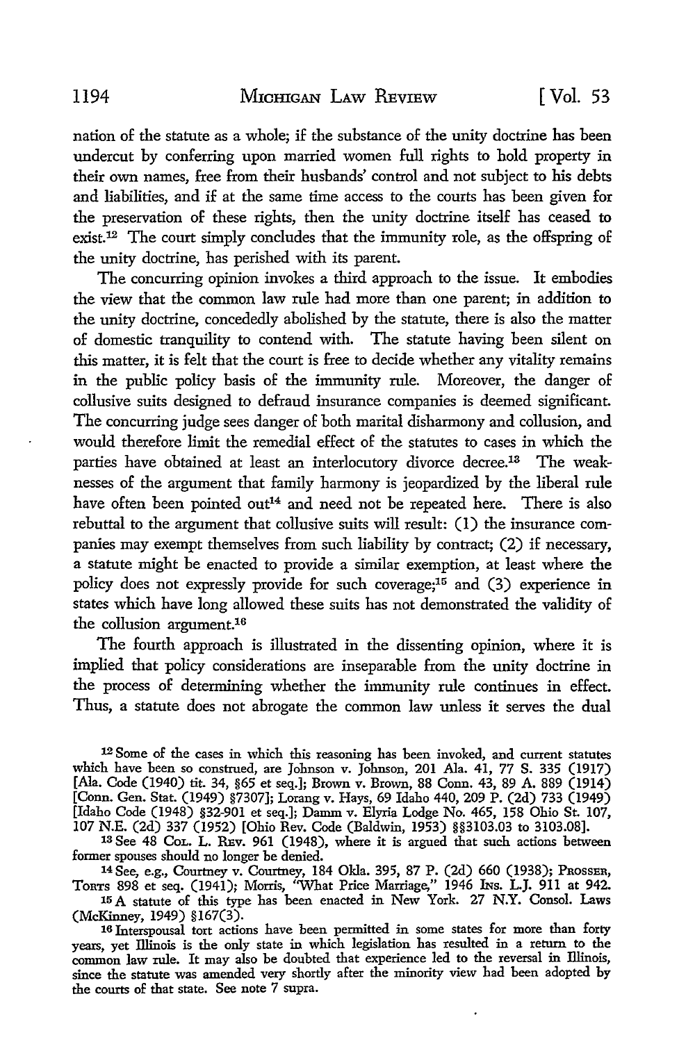nation of the statute as a whole; if the substance of the unity doctrine has been undercut by conferring upon married women full rights to hold property in their own names, free from their husbands' control and not subject to his debts and liabilities, and if at the same time access to the courts has been given for the preservation of these rights, then the unity doctrine itself has ceased to exist.[12] The court simply concludes that the immunity role, as the offspring of the unity doctrine, has perished with its parent.

The concurring opinion invokes a third approach to the issue. It embodies the view that the common law rule had more than one parent; in addition to the unity doctrine, concededly abolished by the statute, there is also the matter of domestic tranquility to contend with. The statute having been silent on this matter, it is felt that the court is free to decide whether any vitality remains in the public policy basis of the immunity rule. Moreover, the danger of collusive suits designed to defraud insurance companies is deemed significant. The concurring judge sees danger of both marital disharmony and collusion, and would therefore limit the remedial effect of the statutes to cases in which the parties have obtained at least an interlocutory divorce decree.[13] The weaknesses of the argument that family harmony is jeopardized by the liberal rule have often been pointed out[14] and need not be repeated here. There is also rebuttal to the argument that collusive suits will result: (1) the insurance companies may exempt themselves from such liability by contract; (2) if necessary, a statute might be enacted to provide a similar exemption, at least where the policy does not expressly provide for such coverage;[15] and (3) experience in states which have long allowed these suits has not demonstrated the validity of the collusion argument.[16]

The fourth approach is illustrated in the dissenting opinion, where it is implied that policy considerations are inseparable from the unity doctrine in the process of determining whether the immunity rule continues in effect. Thus, a statute does not abrogate the common law unless it serves the dual

---

[12] Some of the cases in which this reasoning has been invoked, and current statutes which have been so construed, are Johnson v. Johnson, 201 Ala. 41, 77 S. 335 (1917) [Ala. Code (1940) tit. 34, §65 et seq.]; Brown v. Brown, 88 Conn. 43, 89 A. 889 (1914) [Conn. Gen. Stat. (1949) §7307]; Lorang v. Hays, 69 Idaho 440, 209 P. (2d) 733 (1949) [Idaho Code (1948) §32-901 et seq.]; Damm v. Elyria Lodge No. 465, 158 Ohio St. 107, 107 N.E. (2d) 337 (1952) [Ohio Rev. Code (Baldwin, 1953) §§3103.03 to 3103.08].

[13] See 48 Col. L. Rev. 961 (1948), where it is argued that such actions between former spouses should no longer be denied.

[14] See, e.g., Courtney v. Courtney, 184 Okla. 395, 87 P. (2d) 660 (1938); Prosser, Torts 898 et seq. (1941); Morris, "What Price Marriage," 1946 Ins. L.J. 911 at 942.

[15] A statute of this type has been enacted in New York. 27 N.Y. Consol. Laws (McKinney, 1949) §167(3).

[16] Interspousal tort actions have been permitted in some states for more than forty years, yet Illinois is the only state in which legislation has resulted in a return to the common law rule. It may also be doubted that experience led to the reversal in Illinois, since the statute was amended very shortly after the minority view had been adopted by the courts of that state. See note 7 supra.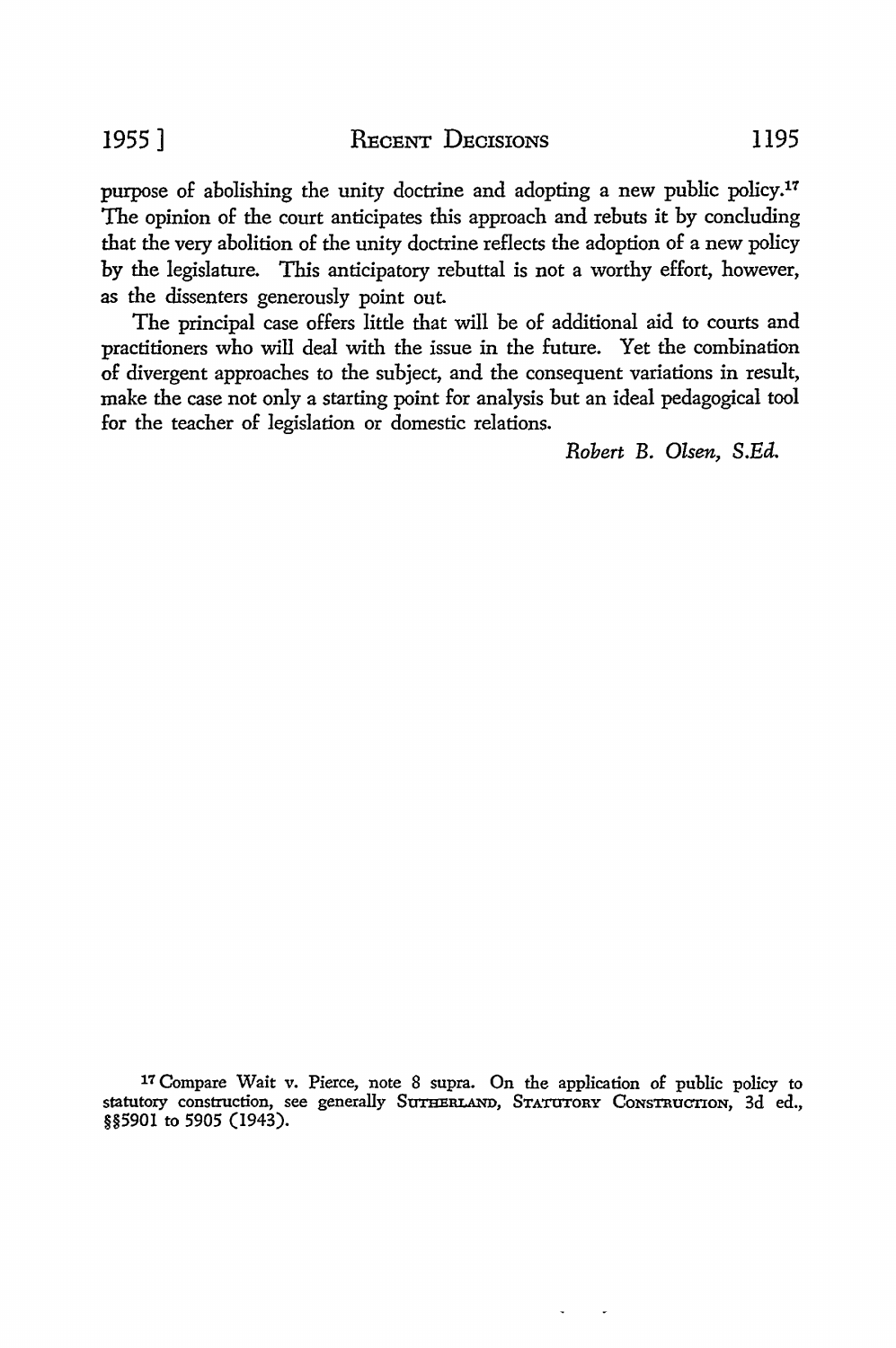purpose of abolishing the unity doctrine and adopting a new public policy.[17] The opinion of the court anticipates this approach and rebuts it by concluding that the very abolition of the unity doctrine reflects the adoption of a new policy by the legislature. This anticipatory rebuttal is not a worthy effort, however, as the dissenters generously point out.

The principal case offers little that will be of additional aid to courts and practitioners who will deal with the issue in the future. Yet the combination of divergent approaches to the subject, and the consequent variations in result, make the case not only a starting point for analysis but an ideal pedagogical tool for the teacher of legislation or domestic relations.

*Robert B. Olsen, S.Ed.*

---

[17] Compare Wait v. Pierce, note 8 supra. On the application of public policy to statutory construction, see generally SUTHERLAND, STATUTORY CONSTRUCTION, 3d ed., §§5901 to 5905 (1943).